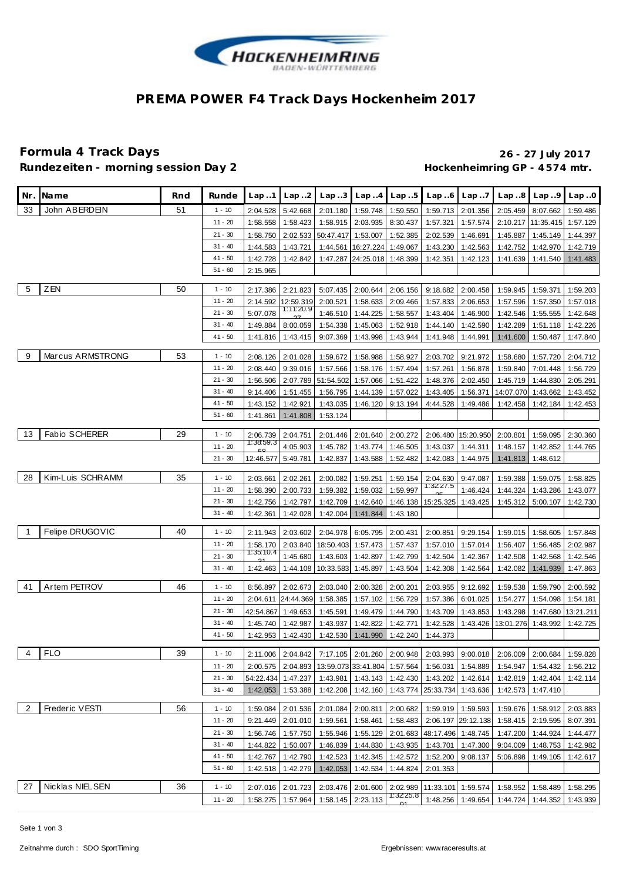# PREMA POWER F4 Track Days Hockenheim 2017

## Formula 4 Track Days

**26 - 27 July 2017**

**Rundezeiten - morning session Day 2**

**Hockenheimring GP - 4574 mtr.**

| Nr. | Name | Rnd | Runde | Lap ..1 | Lap ..2 | Lap ..3 | Lap ..4 | Lap ..5 | Lap ..6 | Lap ..7 | Lap ..8 | Lap ..9 | Lap ..0 |
|---|---|---|---|---|---|---|---|---|---|---|---|---|---|
| 33 | John ABERDEIN | 51 | 1 - 10 | 2:04.528 | 5:42.668 | 2:01.180 | 1:59.748 | 1:59.550 | 1:59.713 | 2:01.356 | 2:05.459 | 8:07.662 | 1:59.486 |
| | | | 11 - 20 | 1:58.558 | 1:58.423 | 1:58.915 | 2:03.935 | 8:30.437 | 1:57.321 | 1:57.574 | 2:10.217 | 11:35.415 | 1:57.129 |
| | | | 21 - 30 | 1:58.750 | 2:02.533 | 50:47.417 | 1:53.007 | 1:52.385 | 2:02.539 | 1:46.691 | 1:45.887 | 1:45.149 | 1:44.397 |
| | | | 31 - 40 | 1:44.583 | 1:43.721 | 1:44.561 | 16:27.224 | 1:49.067 | 1:43.230 | 1:42.563 | 1:42.752 | 1:42.970 | 1:42.719 |
| | | | 41 - 50 | 1:42.728 | 1:42.842 | 1:47.287 | 24:25.018 | 1:48.399 | 1:42.351 | 1:42.123 | 1:41.639 | 1:41.540 | 1:41.483 |
| | | | 51 - 60 | 2:15.965 | | | | | | | | | |
| 5 | ZEN | 50 | 1 - 10 | 2:17.386 | 2:21.823 | 5:07.435 | 2:00.644 | 2:06.156 | 9:18.682 | 2:00.458 | 1:59.945 | 1:59.371 | 1:59.203 |
| | | | 11 - 20 | 2:14.592 | 12:59.319 | 2:00.521 | 1:58.633 | 2:09.466 | 1:57.833 | 2:06.653 | 1:57.596 | 1:57.350 | 1:57.018 |
| | | | 21 - 30 | 5:07.078 | 1:11:20.927 | 1:46.510 | 1:44.225 | 1:58.557 | 1:43.404 | 1:46.900 | 1:42.546 | 1:55.555 | 1:42.648 |
| | | | 31 - 40 | 1:49.884 | 8:00.059 | 1:54.338 | 1:45.063 | 1:52.918 | 1:44.140 | 1:42.590 | 1:42.289 | 1:51.118 | 1:42.226 |
| | | | 41 - 50 | 1:41.816 | 1:43.415 | 9:07.369 | 1:43.998 | 1:43.944 | 1:41.948 | 1:44.991 | 1:41.600 | 1:50.487 | 1:47.840 |
| 9 | Marcus ARMSTRONG | 53 | 1 - 10 | 2:08.126 | 2:01.028 | 1:59.672 | 1:58.988 | 1:58.927 | 2:03.702 | 9:21.972 | 1:58.680 | 1:57.720 | 2:04.712 |
| | | | 11 - 20 | 2:08.440 | 9:39.016 | 1:57.566 | 1:58.176 | 1:57.494 | 1:57.261 | 1:56.878 | 1:59.840 | 7:01.448 | 1:56.729 |
| | | | 21 - 30 | 1:56.506 | 2:07.789 | 51:54.502 | 1:57.066 | 1:51.422 | 1:48.376 | 2:02.450 | 1:45.719 | 1:44.830 | 2:05.291 |
| | | | 31 - 40 | 9:14.406 | 1:51.455 | 1:56.795 | 1:44.139 | 1:57.022 | 1:43.405 | 1:56.371 | 14:07.070 | 1:43.662 | 1:43.452 |
| | | | 41 - 50 | 1:43.152 | 1:42.921 | 1:43.035 | 1:46.120 | 9:13.194 | 4:44.528 | 1:49.486 | 1:42.458 | 1:42.184 | 1:42.453 |
| | | | 51 - 60 | 1:41.861 | 1:41.808 | 1:53.124 | | | | | | | |
| 13 | Fabio SCHERER | 29 | 1 - 10 | 2:06.739 | 2:04.751 | 2:01.446 | 2:01.640 | 2:00.272 | 2:06.480 | 15:20.950 | 2:00.801 | 1:59.095 | 2:30.360 |
| | | | 11 - 20 | 1:38:59.358 | 4:05.903 | 1:45.782 | 1:43.774 | 1:46.505 | 1:43.037 | 1:44.311 | 1:48.157 | 1:42.852 | 1:44.765 |
| | | | 21 - 30 | 12:46.577 | 5:49.781 | 1:42.837 | 1:43.588 | 1:52.482 | 1:42.083 | 1:44.975 | 1:41.813 | 1:48.612 | |
| 28 | Kim-Luis SCHRAMM | 35 | 1 - 10 | 2:03.661 | 2:02.261 | 2:00.082 | 1:59.251 | 1:59.154 | 2:04.630 | 9:47.087 | 1:59.388 | 1:59.075 | 1:58.825 |
| | | | 11 - 20 | 1:58.390 | 2:00.733 | 1:59.382 | 1:59.032 | 1:59.997 | 1:32:27.525 | 1:46.424 | 1:44.324 | 1:43.286 | 1:43.077 |
| | | | 21 - 30 | 1:42.756 | 1:42.797 | 1:42.709 | 1:42.640 | 1:46.138 | 15:25.325 | 1:43.425 | 1:45.312 | 5:00.107 | 1:42.730 |
| | | | 31 - 40 | 1:42.361 | 1:42.028 | 1:42.004 | 1:41.844 | 1:43.180 | | | | | |
| 1 | Felipe DRUGOVIC | 40 | 1 - 10 | 2:11.943 | 2:03.602 | 2:04.978 | 6:05.795 | 2:00.431 | 2:00.851 | 9:29.154 | 1:59.015 | 1:58.605 | 1:57.848 |
| | | | 11 - 20 | 1:58.170 | 2:03.840 | 18:50.403 | 1:57.473 | 1:57.437 | 1:57.010 | 1:57.014 | 1:56.407 | 1:56.485 | 2:02.987 |
| | | | 21 - 30 | 1:35:10.431 | 1:45.680 | 1:43.603 | 1:42.897 | 1:42.799 | 1:42.504 | 1:42.367 | 1:42.508 | 1:42.568 | 1:42.546 |
| | | | 31 - 40 | 1:42.463 | 1:44.108 | 10:33.583 | 1:45.897 | 1:43.504 | 1:42.308 | 1:42.564 | 1:42.082 | 1:41.939 | 1:47.863 |
| 41 | Artem PETROV | 46 | 1 - 10 | 8:56.897 | 2:02.673 | 2:03.040 | 2:00.328 | 2:00.201 | 2:03.955 | 9:12.692 | 1:59.538 | 1:59.790 | 2:00.592 |
| | | | 11 - 20 | 2:04.611 | 24:44.369 | 1:58.385 | 1:57.102 | 1:56.729 | 1:57.386 | 6:01.025 | 1:54.277 | 1:54.098 | 1:54.181 |
| | | | 21 - 30 | 42:54.867 | 1:49.653 | 1:45.591 | 1:49.479 | 1:44.790 | 1:43.709 | 1:43.853 | 1:43.298 | 1:47.680 | 13:21.211 |
| | | | 31 - 40 | 1:45.740 | 1:42.987 | 1:43.937 | 1:42.822 | 1:42.771 | 1:42.528 | 1:43.426 | 13:01.276 | 1:43.992 | 1:42.725 |
| | | | 41 - 50 | 1:42.953 | 1:42.430 | 1:42.530 | 1:41.990 | 1:42.240 | 1:44.373 | | | | |
| 4 | FLO | 39 | 1 - 10 | 2:11.006 | 2:04.842 | 7:17.105 | 2:01.260 | 2:00.948 | 2:03.993 | 9:00.018 | 2:06.009 | 2:00.684 | 1:59.828 |
| | | | 11 - 20 | 2:00.575 | 2:04.893 | 13:59.073 | 33:41.804 | 1:57.564 | 1:56.031 | 1:54.889 | 1:54.947 | 1:54.432 | 1:56.212 |
| | | | 21 - 30 | 54:22.434 | 1:47.237 | 1:43.981 | 1:43.143 | 1:42.430 | 1:43.202 | 1:42.614 | 1:42.819 | 1:42.404 | 1:42.114 |
| | | | 31 - 40 | 1:42.053 | 1:53.388 | 1:42.208 | 1:42.160 | 1:43.774 | 25:33.734 | 1:43.636 | 1:42.573 | 1:47.410 | |
| 2 | Frederic VESTI | 56 | 1 - 10 | 1:59.084 | 2:01.536 | 2:01.084 | 2:00.811 | 2:00.682 | 1:59.919 | 1:59.593 | 1:59.676 | 1:58.912 | 2:03.883 |
| | | | 11 - 20 | 9:21.449 | 2:01.010 | 1:59.561 | 1:58.461 | 1:58.483 | 2:06.197 | 29:12.138 | 1:58.415 | 2:19.595 | 8:07.391 |
| | | | 21 - 30 | 1:56.746 | 1:57.750 | 1:55.946 | 1:55.129 | 2:01.683 | 48:17.496 | 1:48.745 | 1:47.200 | 1:44.924 | 1:44.477 |
| | | | 31 - 40 | 1:44.822 | 1:50.007 | 1:46.839 | 1:44.830 | 1:43.935 | 1:43.701 | 1:47.300 | 9:04.009 | 1:48.753 | 1:42.982 |
| | | | 41 - 50 | 1:42.767 | 1:42.790 | 1:42.523 | 1:42.345 | 1:42.572 | 1:52.200 | 9:08.137 | 5:06.898 | 1:49.105 | 1:42.617 |
| | | | 51 - 60 | 1:42.518 | 1:42.279 | 1:42.053 | 1:42.534 | 1:44.824 | 2:01.353 | | | | |
| 27 | Nicklas NIELSEN | 36 | 1 - 10 | 2:07.016 | 2:01.723 | 2:03.476 | 2:01.600 | 2:02.989 | 11:33.101 | 1:59.574 | 1:58.952 | 1:58.489 | 1:58.295 |
| | | | 11 - 20 | 1:58.275 | 1:57.964 | 1:58.145 | 2:23.113 | 1:32:25.801 | 1:48.256 | 1:49.654 | 1:44.724 | 1:44.352 | 1:43.939 |

Zeitnahme durch : SDO SportTiming

Ergebnissen: www.raceresults.at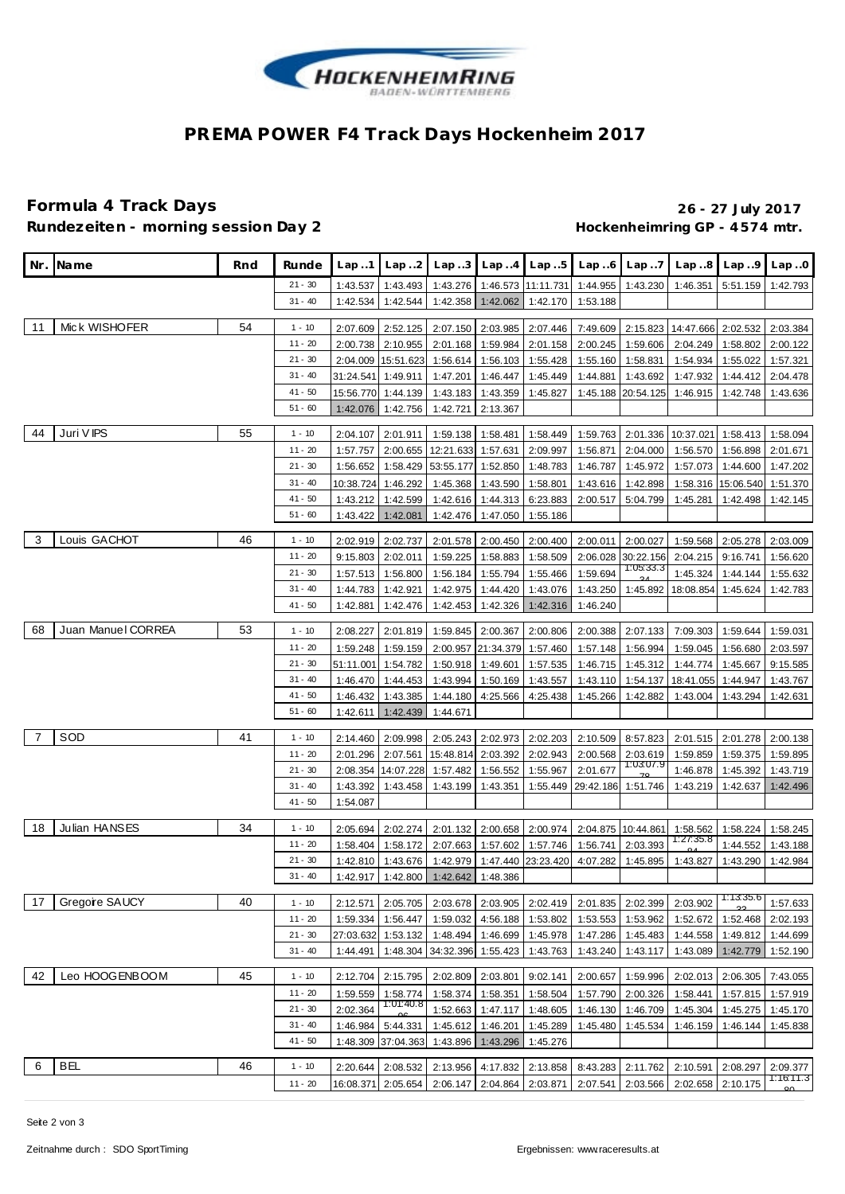# PREMA POWER F4 Track Days Hockenheim 2017

## Formula 4 Track Days

**26 - 27 July 2017**

**Rundezeiten - morning session Day 2**

**Hockenheimring GP - 4574 mtr.**

| Nr. | Name | Rnd | Runde | Lap ..1 | Lap ..2 | Lap ..3 | Lap ..4 | Lap ..5 | Lap ..6 | Lap ..7 | Lap ..8 | Lap ..9 | Lap ..0 |
|---|---|---|---|---|---|---|---|---|---|---|---|---|---|
| | | | 21 - 30 | 1:43.537 | 1:43.493 | 1:43.276 | 1:46.573 | 11:11.731 | 1:44.955 | 1:43.230 | 1:46.351 | 5:51.159 | 1:42.793 |
| | | | 31 - 40 | 1:42.534 | 1:42.544 | 1:42.358 | 1:42.062 | 1:42.170 | 1:53.188 | | | | |
| 11 | Mick WISHOFER | 54 | 1 - 10 | 2:07.609 | 2:52.125 | 2:07.150 | 2:03.985 | 2:07.446 | 7:49.609 | 2:15.823 | 14:47.666 | 2:02.532 | 2:03.384 |
| | | | 11 - 20 | 2:00.738 | 2:10.955 | 2:01.168 | 1:59.984 | 2:01.158 | 2:00.245 | 1:59.606 | 2:04.249 | 1:58.802 | 2:00.122 |
| | | | 21 - 30 | 2:04.009 | 15:51.623 | 1:56.614 | 1:56.103 | 1:55.428 | 1:55.160 | 1:58.831 | 1:54.934 | 1:55.022 | 1:57.321 |
| | | | 31 - 40 | 31:24.541 | 1:49.911 | 1:47.201 | 1:46.447 | 1:45.449 | 1:44.881 | 1:43.692 | 1:47.932 | 1:44.412 | 2:04.478 |
| | | | 41 - 50 | 15:56.770 | 1:44.139 | 1:43.183 | 1:43.359 | 1:45.827 | 1:45.188 | 20:54.125 | 1:46.915 | 1:42.748 | 1:43.636 |
| | | | 51 - 60 | 1:42.076 | 1:42.756 | 1:42.721 | 2:13.367 | | | | | | |
| 44 | Juri VIPS | 55 | 1 - 10 | 2:04.107 | 2:01.911 | 1:59.138 | 1:58.481 | 1:58.449 | 1:59.763 | 2:01.336 | 10:37.021 | 1:58.413 | 1:58.094 |
| | | | 11 - 20 | 1:57.757 | 2:00.655 | 12:21.633 | 1:57.631 | 2:09.997 | 1:56.871 | 2:04.000 | 1:56.570 | 1:56.898 | 2:01.671 |
| | | | 21 - 30 | 1:56.652 | 1:58.429 | 53:55.177 | 1:52.850 | 1:48.783 | 1:46.787 | 1:45.972 | 1:57.073 | 1:44.600 | 1:47.202 |
| | | | 31 - 40 | 10:38.724 | 1:46.292 | 1:45.368 | 1:43.590 | 1:58.801 | 1:43.616 | 1:42.898 | 1:58.316 | 15:06.540 | 1:51.370 |
| | | | 41 - 50 | 1:43.212 | 1:42.599 | 1:42.616 | 1:44.313 | 6:23.883 | 2:00.517 | 5:04.799 | 1:45.281 | 1:42.498 | 1:42.145 |
| | | | 51 - 60 | 1:43.422 | 1:42.081 | 1:42.476 | 1:47.050 | 1:55.186 | | | | | |
| 3 | Louis GACHOT | 46 | 1 - 10 | 2:02.919 | 2:02.737 | 2:01.578 | 2:00.450 | 2:00.400 | 2:00.011 | 2:00.027 | 1:59.568 | 2:05.278 | 2:03.009 |
| | | | 11 - 20 | 9:15.803 | 2:02.011 | 1:59.225 | 1:58.883 | 1:58.509 | 2:06.028 | 30:22.156 | 2:04.215 | 9:16.741 | 1:56.620 |
| | | | 21 - 30 | 1:57.513 | 1:56.800 | 1:56.184 | 1:55.794 | 1:55.466 | 1:59.694 | 1:05:33.324 | 1:45.324 | 1:44.144 | 1:55.632 |
| | | | 31 - 40 | 1:44.783 | 1:42.921 | 1:42.975 | 1:44.420 | 1:43.076 | 1:43.250 | 1:45.892 | 18:08.854 | 1:45.624 | 1:42.783 |
| | | | 41 - 50 | 1:42.881 | 1:42.476 | 1:42.453 | 1:42.326 | 1:42.316 | 1:46.240 | | | | |
| 68 | Juan Manuel CORREA | 53 | 1 - 10 | 2:08.227 | 2:01.819 | 1:59.845 | 2:00.367 | 2:00.806 | 2:00.388 | 2:07.133 | 7:09.303 | 1:59.644 | 1:59.031 |
| | | | 11 - 20 | 1:59.248 | 1:59.159 | 2:00.957 | 21:34.379 | 1:57.460 | 1:57.148 | 1:56.994 | 1:59.045 | 1:56.680 | 2:03.597 |
| | | | 21 - 30 | 51:11.001 | 1:54.782 | 1:50.918 | 1:49.601 | 1:57.535 | 1:46.715 | 1:45.312 | 1:44.774 | 1:45.667 | 9:15.585 |
| | | | 31 - 40 | 1:46.470 | 1:44.453 | 1:43.994 | 1:50.169 | 1:43.557 | 1:43.110 | 1:54.137 | 18:41.055 | 1:44.947 | 1:43.767 |
| | | | 41 - 50 | 1:46.432 | 1:43.385 | 1:44.180 | 4:25.566 | 4:25.438 | 1:45.266 | 1:42.882 | 1:43.004 | 1:43.294 | 1:42.631 |
| | | | 51 - 60 | 1:42.611 | 1:42.439 | 1:44.671 | | | | | | | |
| 7 | SOD | 41 | 1 - 10 | 2:14.460 | 2:09.998 | 2:05.243 | 2:02.973 | 2:02.203 | 2:10.509 | 8:57.823 | 2:01.515 | 2:01.278 | 2:00.138 |
| | | | 11 - 20 | 2:01.296 | 2:07.561 | 15:48.814 | 2:03.392 | 2:02.943 | 2:00.568 | 2:03.619 | 1:59.859 | 1:59.375 | 1:59.895 |
| | | | 21 - 30 | 2:08.354 | 14:07.228 | 1:57.482 | 1:56.552 | 1:55.967 | 2:01.677 | 1:03:07.978 | 1:46.878 | 1:45.392 | 1:43.719 |
| | | | 31 - 40 | 1:43.392 | 1:43.458 | 1:43.199 | 1:43.351 | 1:55.449 | 29:42.186 | 1:51.746 | 1:43.219 | 1:42.637 | 1:42.496 |
| | | | 41 - 50 | 1:54.087 | | | | | | | | | |
| 18 | Julian HANSES | 34 | 1 - 10 | 2:05.694 | 2:02.274 | 2:01.132 | 2:00.658 | 2:00.974 | 2:04.875 | 10:44.861 | 1:58.562 | 1:58.224 | 1:58.245 |
| | | | 11 - 20 | 1:58.404 | 1:58.172 | 2:07.663 | 1:57.602 | 1:57.746 | 1:56.741 | 2:03.393 | 1:27:35.804 | 1:44.552 | 1:43.188 |
| | | | 21 - 30 | 1:42.810 | 1:43.676 | 1:42.979 | 1:47.440 | 23:23.420 | 4:07.282 | 1:45.895 | 1:43.827 | 1:43.290 | 1:42.984 |
| | | | 31 - 40 | 1:42.917 | 1:42.800 | 1:42.642 | 1:48.386 | | | | | | |
| 17 | Gregoire SAUCY | 40 | 1 - 10 | 2:12.571 | 2:05.705 | 2:03.678 | 2:03.905 | 2:02.419 | 2:01.835 | 2:02.399 | 2:03.902 | 1:13:35.622 | 1:57.633 |
| | | | 11 - 20 | 1:59.334 | 1:56.447 | 1:59.032 | 4:56.188 | 1:53.802 | 1:53.553 | 1:53.962 | 1:52.672 | 1:52.468 | 2:02.193 |
| | | | 21 - 30 | 27:03.632 | 1:53.132 | 1:48.494 | 1:46.699 | 1:45.978 | 1:47.286 | 1:45.483 | 1:44.558 | 1:49.812 | 1:44.699 |
| | | | 31 - 40 | 1:44.491 | 1:48.304 | 34:32.396 | 1:55.423 | 1:43.763 | 1:43.240 | 1:43.117 | 1:43.089 | 1:42.779 | 1:52.190 |
| 42 | Leo HOOGENBOOM | 45 | 1 - 10 | 2:12.704 | 2:15.795 | 2:02.809 | 2:03.801 | 9:02.141 | 2:00.657 | 1:59.996 | 2:02.013 | 2:06.305 | 7:43.055 |
| | | | 11 - 20 | 1:59.559 | 1:58.774 | 1:58.374 | 1:58.351 | 1:58.504 | 1:57.790 | 2:00.326 | 1:58.441 | 1:57.815 | 1:57.919 |
| | | | 21 - 30 | 2:02.364 | 1:01:40.896 | 1:52.663 | 1:47.117 | 1:48.605 | 1:46.130 | 1:46.709 | 1:45.304 | 1:45.275 | 1:45.170 |
| | | | 31 - 40 | 1:46.984 | 5:44.331 | 1:45.612 | 1:46.201 | 1:45.289 | 1:45.480 | 1:45.534 | 1:46.159 | 1:46.144 | 1:45.838 |
| | | | 41 - 50 | 1:48.309 | 37:04.363 | 1:43.896 | 1:43.296 | 1:45.276 | | | | | |
| 6 | BEL | 46 | 1 - 10 | 2:20.644 | 2:08.532 | 2:13.956 | 4:17.832 | 2:13.858 | 8:43.283 | 2:11.762 | 2:10.591 | 2:08.297 | 2:09.377 |
| | | | 11 - 20 | 16:08.371 | 2:05.654 | 2:06.147 | 2:04.864 | 2:03.871 | 2:07.541 | 2:03.566 | 2:02.658 | 2:10.175 | 1:16:11.380 |

Zeitnahme durch : SDO SportTiming

Ergebnissen: www.raceresults.at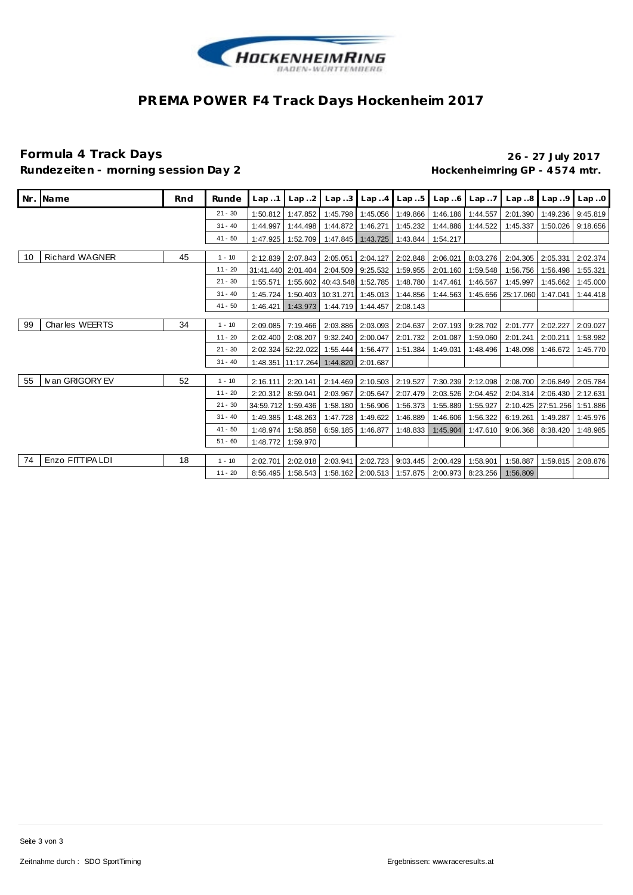# PREMA POWER F4 Track Days Hockenheim 2017

## Formula 4 Track Days

**26 - 27 July 2017**

**Rundezeiten - morning session Day 2**

**Hockenheimring GP - 4574 mtr.**

| Nr. | Name | Rnd | Runde | Lap..1 | Lap..2 | Lap..3 | Lap..4 | Lap..5 | Lap..6 | Lap..7 | Lap..8 | Lap..9 | Lap..0 |
|---|---|---|---|---|---|---|---|---|---|---|---|---|---|
| | | | 21 - 30 | 1:50.812 | 1:47.852 | 1:45.798 | 1:45.056 | 1:49.866 | 1:46.186 | 1:44.557 | 2:01.390 | 1:49.236 | 9:45.819 |
| | | | 31 - 40 | 1:44.997 | 1:44.498 | 1:44.872 | 1:46.271 | 1:45.232 | 1:44.886 | 1:44.522 | 1:45.337 | 1:50.026 | 9:18.656 |
| | | | 41 - 50 | 1:47.925 | 1:52.709 | 1:47.845 | 1:43.725 | 1:43.844 | 1:54.217 | | | | |
| 10 | Richard WAGNER | 45 | 1 - 10 | 2:12.839 | 2:07.843 | 2:05.051 | 2:04.127 | 2:02.848 | 2:06.021 | 8:03.276 | 2:04.305 | 2:05.331 | 2:02.374 |
| | | | 11 - 20 | 31:41.440 | 2:01.404 | 2:04.509 | 9:25.532 | 1:59.955 | 2:01.160 | 1:59.548 | 1:56.756 | 1:56.498 | 1:55.321 |
| | | | 21 - 30 | 1:55.571 | 1:55.602 | 40:43.548 | 1:52.785 | 1:48.780 | 1:47.461 | 1:46.567 | 1:45.997 | 1:45.662 | 1:45.000 |
| | | | 31 - 40 | 1:45.724 | 1:50.403 | 10:31.271 | 1:45.013 | 1:44.856 | 1:44.563 | 1:45.656 | 25:17.060 | 1:47.041 | 1:44.418 |
| | | | 41 - 50 | 1:46.421 | 1:43.973 | 1:44.719 | 1:44.457 | 2:08.143 | | | | | |
| 99 | Charles WEERTS | 34 | 1 - 10 | 2:09.085 | 7:19.466 | 2:03.886 | 2:03.093 | 2:04.637 | 2:07.193 | 9:28.702 | 2:01.777 | 2:02.227 | 2:09.027 |
| | | | 11 - 20 | 2:02.400 | 2:08.207 | 9:32.240 | 2:00.047 | 2:01.732 | 2:01.087 | 1:59.060 | 2:01.241 | 2:00.211 | 1:58.982 |
| | | | 21 - 30 | 2:02.324 | 52:22.022 | 1:55.444 | 1:56.477 | 1:51.384 | 1:49.031 | 1:48.496 | 1:48.098 | 1:46.672 | 1:45.770 |
| | | | 31 - 40 | 1:48.351 | 11:17.264 | 1:44.820 | 2:01.687 | | | | | | |
| 55 | Ivan GRIGORYEV | 52 | 1 - 10 | 2:16.111 | 2:20.141 | 2:14.469 | 2:10.503 | 2:19.527 | 7:30.239 | 2:12.098 | 2:08.700 | 2:06.849 | 2:05.784 |
| | | | 11 - 20 | 2:20.312 | 8:59.041 | 2:03.967 | 2:05.647 | 2:07.479 | 2:03.526 | 2:04.452 | 2:04.314 | 2:06.430 | 2:12.631 |
| | | | 21 - 30 | 34:59.712 | 1:59.436 | 1:58.180 | 1:56.906 | 1:56.373 | 1:55.889 | 1:55.927 | 2:10.425 | 27:51.256 | 1:51.886 |
| | | | 31 - 40 | 1:49.385 | 1:48.263 | 1:47.728 | 1:49.622 | 1:46.889 | 1:46.606 | 1:56.322 | 6:19.261 | 1:49.287 | 1:45.976 |
| | | | 41 - 50 | 1:48.974 | 1:58.858 | 6:59.185 | 1:46.877 | 1:48.833 | 1:45.904 | 1:47.610 | 9:06.368 | 8:38.420 | 1:48.985 |
| | | | 51 - 60 | 1:48.772 | 1:59.970 | | | | | | | | |
| 74 | Enzo FITTIPALDI | 18 | 1 - 10 | 2:02.701 | 2:02.018 | 2:03.941 | 2:02.723 | 9:03.445 | 2:00.429 | 1:58.901 | 1:58.887 | 1:59.815 | 2:08.876 |
| | | | 11 - 20 | 8:56.495 | 1:58.543 | 1:58.162 | 2:00.513 | 1:57.875 | 2:00.973 | 8:23.256 | 1:56.809 | | |

Zeitnahme durch : SDO SportTiming

Ergebnissen: www.raceresults.at